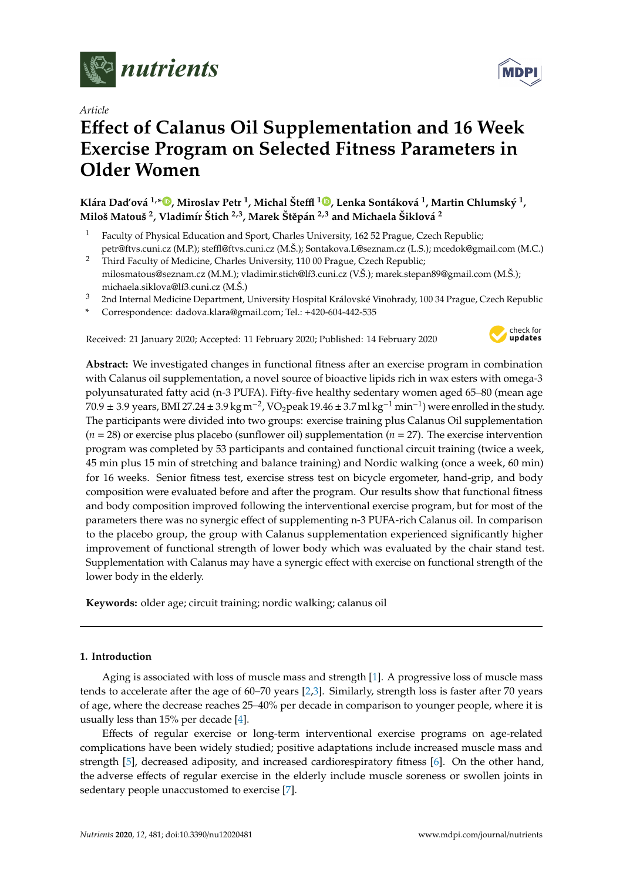*Article*

# Effect of Calanus Oil Supplementation and 16 Week Exercise Program on Selected Fitness Parameters in Older Women

**Klára Daďová [1,*], Miroslav Petr [1], Michal Šteffl [1], Lenka Sontáková [1], Martin Chlumský [1], Miloš Matouš [2], Vladimír Štich [2,3], Marek Štěpán [2,3] and Michaela Šiklová [2]**

[1] Faculty of Physical Education and Sport, Charles University, 162 52 Prague, Czech Republic; petr@ftvs.cuni.cz (M.P.); steffl@ftvs.cuni.cz (M.Š.); Sontakova.L@seznam.cz (L.S.); mcedok@gmail.com (M.C.)

[2] Third Faculty of Medicine, Charles University, 110 00 Prague, Czech Republic; milosmatous@seznam.cz (M.M.); vladimir.stich@lf3.cuni.cz (V.Š.); marek.stepan89@gmail.com (M.Š.); michaela.siklova@lf3.cuni.cz (M.Š.)

[3] 2nd Internal Medicine Department, University Hospital Královské Vinohrady, 100 34 Prague, Czech Republic

\* Correspondence: dadova.klara@gmail.com; Tel.: +420-604-442-535

Received: 21 January 2020; Accepted: 11 February 2020; Published: 14 February 2020

**Abstract:** We investigated changes in functional fitness after an exercise program in combination with Calanus oil supplementation, a novel source of bioactive lipids rich in wax esters with omega-3 polyunsaturated fatty acid (n-3 PUFA). Fifty-five healthy sedentary women aged 65–80 (mean age 70.9 ± 3.9 years, BMI 27.24 ± 3.9 kg $m^{-2}$, $VO_2$peak 19.46 ± 3.7 ml $kg^{-1}$ $min^{-1}$) were enrolled in the study. The participants were divided into two groups: exercise training plus Calanus Oil supplementation ($n = 28$) or exercise plus placebo (sunflower oil) supplementation ($n = 27$). The exercise intervention program was completed by 53 participants and contained functional circuit training (twice a week, 45 min plus 15 min of stretching and balance training) and Nordic walking (once a week, 60 min) for 16 weeks. Senior fitness test, exercise stress test on bicycle ergometer, hand-grip, and body composition were evaluated before and after the program. Our results show that functional fitness and body composition improved following the interventional exercise program, but for most of the parameters there was no synergic effect of supplementing n-3 PUFA-rich Calanus oil. In comparison to the placebo group, the group with Calanus supplementation experienced significantly higher improvement of functional strength of lower body which was evaluated by the chair stand test. Supplementation with Calanus may have a synergic effect with exercise on functional strength of the lower body in the elderly.

**Keywords:** older age; circuit training; nordic walking; calanus oil

## 1. Introduction

Aging is associated with loss of muscle mass and strength [1]. A progressive loss of muscle mass tends to accelerate after the age of 60–70 years [2,3]. Similarly, strength loss is faster after 70 years of age, where the decrease reaches 25–40% per decade in comparison to younger people, where it is usually less than 15% per decade [4].

Effects of regular exercise or long-term interventional exercise programs on age-related complications have been widely studied; positive adaptations include increased muscle mass and strength [5], decreased adiposity, and increased cardiorespiratory fitness [6]. On the other hand, the adverse effects of regular exercise in the elderly include muscle soreness or swollen joints in sedentary people unaccustomed to exercise [7].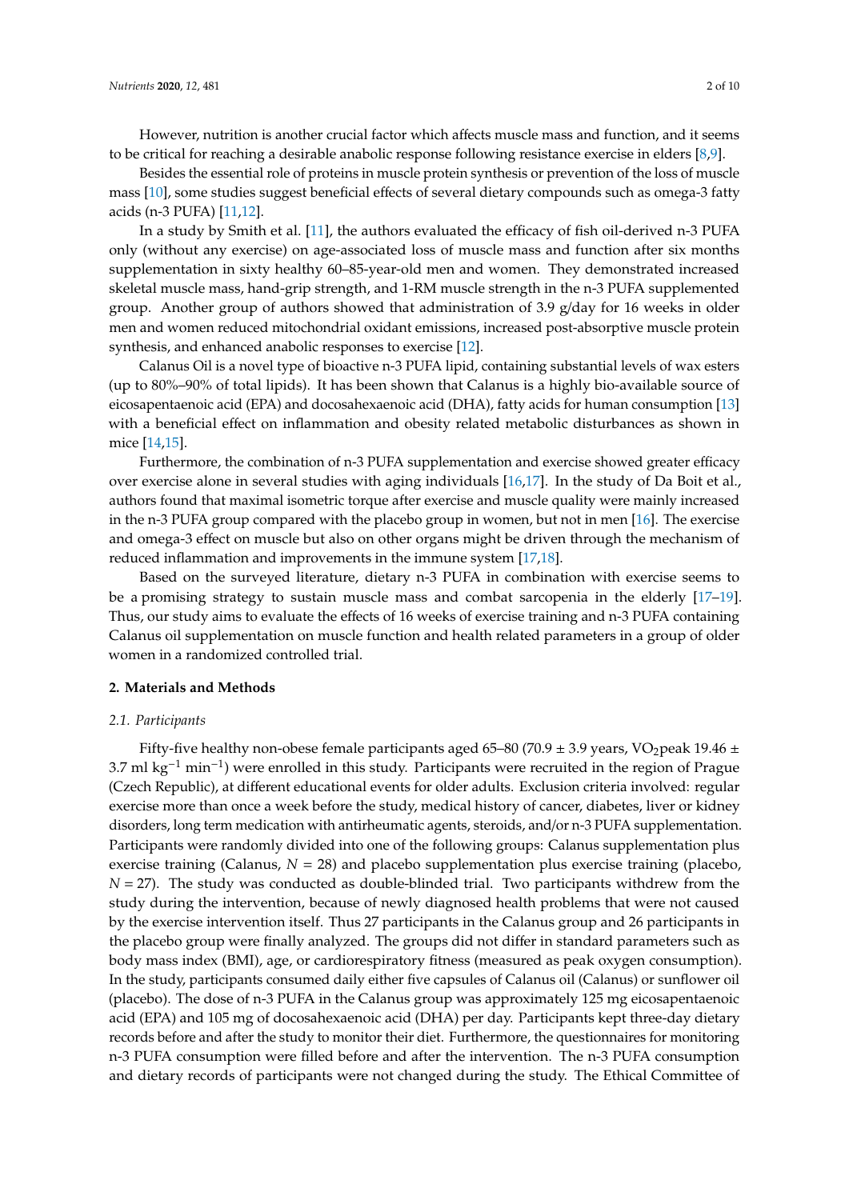However, nutrition is another crucial factor which affects muscle mass and function, and it seems to be critical for reaching a desirable anabolic response following resistance exercise in elders [8,9].

Besides the essential role of proteins in muscle protein synthesis or prevention of the loss of muscle mass [10], some studies suggest beneficial effects of several dietary compounds such as omega-3 fatty acids (n-3 PUFA) [11,12].

In a study by Smith et al. [11], the authors evaluated the efficacy of fish oil-derived n-3 PUFA only (without any exercise) on age-associated loss of muscle mass and function after six months supplementation in sixty healthy 60–85-year-old men and women. They demonstrated increased skeletal muscle mass, hand-grip strength, and 1-RM muscle strength in the n-3 PUFA supplemented group. Another group of authors showed that administration of 3.9 g/day for 16 weeks in older men and women reduced mitochondrial oxidant emissions, increased post-absorptive muscle protein synthesis, and enhanced anabolic responses to exercise [12].

Calanus Oil is a novel type of bioactive n-3 PUFA lipid, containing substantial levels of wax esters (up to 80%–90% of total lipids). It has been shown that Calanus is a highly bio-available source of eicosapentaenoic acid (EPA) and docosahexaenoic acid (DHA), fatty acids for human consumption [13] with a beneficial effect on inflammation and obesity related metabolic disturbances as shown in mice [14,15].

Furthermore, the combination of n-3 PUFA supplementation and exercise showed greater efficacy over exercise alone in several studies with aging individuals [16,17]. In the study of Da Boit et al., authors found that maximal isometric torque after exercise and muscle quality were mainly increased in the n-3 PUFA group compared with the placebo group in women, but not in men [16]. The exercise and omega-3 effect on muscle but also on other organs might be driven through the mechanism of reduced inflammation and improvements in the immune system [17,18].

Based on the surveyed literature, dietary n-3 PUFA in combination with exercise seems to be a promising strategy to sustain muscle mass and combat sarcopenia in the elderly [17–19]. Thus, our study aims to evaluate the effects of 16 weeks of exercise training and n-3 PUFA containing Calanus oil supplementation on muscle function and health related parameters in a group of older women in a randomized controlled trial.

## 2. Materials and Methods

### *2.1. Participants*

Fifty-five healthy non-obese female participants aged 65–80 (70.9 ± 3.9 years, $VO_2$peak 19.46 ± 3.7 ml $kg^{-1}$ $min^{-1}$) were enrolled in this study. Participants were recruited in the region of Prague (Czech Republic), at different educational events for older adults. Exclusion criteria involved: regular exercise more than once a week before the study, medical history of cancer, diabetes, liver or kidney disorders, long term medication with antirheumatic agents, steroids, and/or n-3 PUFA supplementation. Participants were randomly divided into one of the following groups: Calanus supplementation plus exercise training (Calanus, $N = 28$) and placebo supplementation plus exercise training (placebo, $N = 27$). The study was conducted as double-blinded trial. Two participants withdrew from the study during the intervention, because of newly diagnosed health problems that were not caused by the exercise intervention itself. Thus 27 participants in the Calanus group and 26 participants in the placebo group were finally analyzed. The groups did not differ in standard parameters such as body mass index (BMI), age, or cardiorespiratory fitness (measured as peak oxygen consumption). In the study, participants consumed daily either five capsules of Calanus oil (Calanus) or sunflower oil (placebo). The dose of n-3 PUFA in the Calanus group was approximately 125 mg eicosapentaenoic acid (EPA) and 105 mg of docosahexaenoic acid (DHA) per day. Participants kept three-day dietary records before and after the study to monitor their diet. Furthermore, the questionnaires for monitoring n-3 PUFA consumption were filled before and after the intervention. The n-3 PUFA consumption and dietary records of participants were not changed during the study. The Ethical Committee of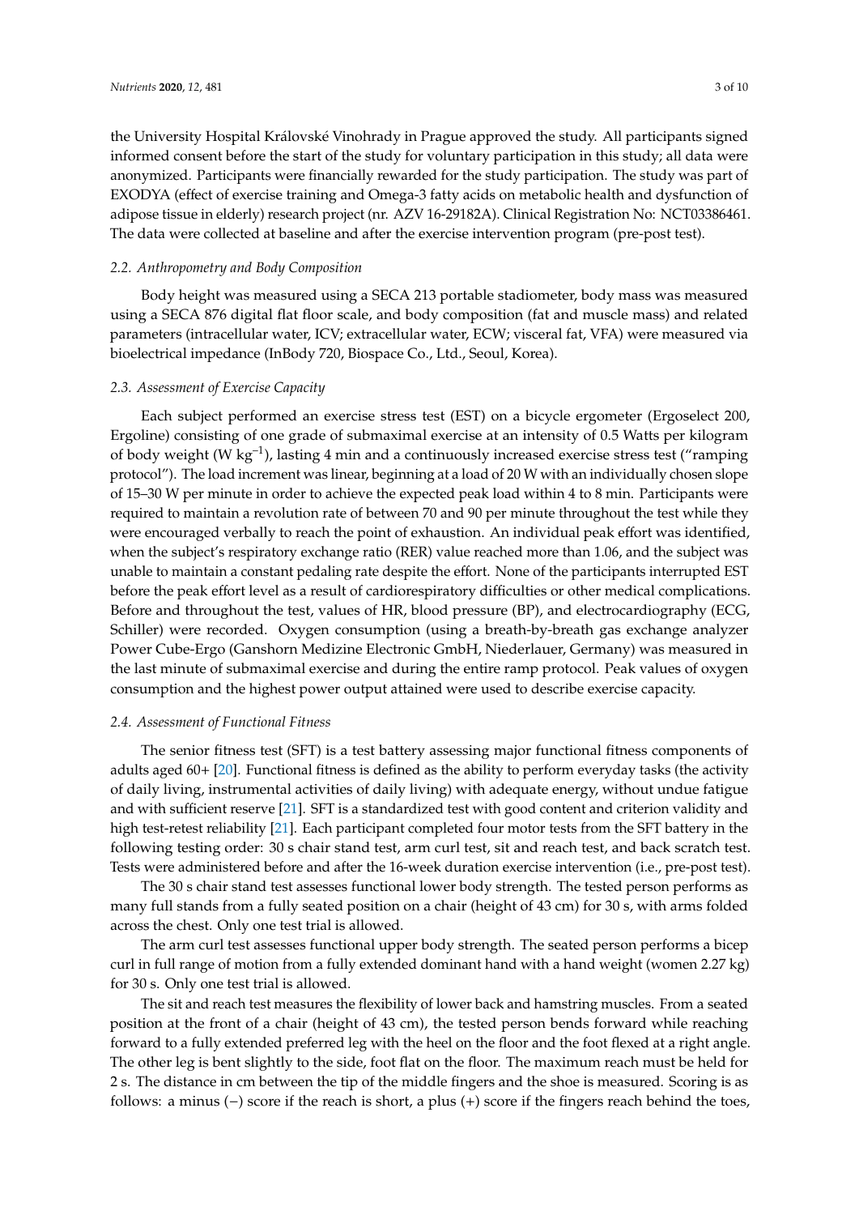the University Hospital Královské Vinohrady in Prague approved the study. All participants signed informed consent before the start of the study for voluntary participation in this study; all data were anonymized. Participants were financially rewarded for the study participation. The study was part of EXODYA (effect of exercise training and Omega-3 fatty acids on metabolic health and dysfunction of adipose tissue in elderly) research project (nr. AZV 16-29182A). Clinical Registration No: NCT03386461. The data were collected at baseline and after the exercise intervention program (pre-post test).

### *2.2. Anthropometry and Body Composition*

Body height was measured using a SECA 213 portable stadiometer, body mass was measured using a SECA 876 digital flat floor scale, and body composition (fat and muscle mass) and related parameters (intracellular water, ICV; extracellular water, ECW; visceral fat, VFA) were measured via bioelectrical impedance (InBody 720, Biospace Co., Ltd., Seoul, Korea).

### *2.3. Assessment of Exercise Capacity*

Each subject performed an exercise stress test (EST) on a bicycle ergometer (Ergoselect 200, Ergoline) consisting of one grade of submaximal exercise at an intensity of 0.5 Watts per kilogram of body weight (W $kg^{-1}$), lasting 4 min and a continuously increased exercise stress test ("ramping protocol"). The load increment was linear, beginning at a load of 20 W with an individually chosen slope of 15–30 W per minute in order to achieve the expected peak load within 4 to 8 min. Participants were required to maintain a revolution rate of between 70 and 90 per minute throughout the test while they were encouraged verbally to reach the point of exhaustion. An individual peak effort was identified, when the subject's respiratory exchange ratio (RER) value reached more than 1.06, and the subject was unable to maintain a constant pedaling rate despite the effort. None of the participants interrupted EST before the peak effort level as a result of cardiorespiratory difficulties or other medical complications. Before and throughout the test, values of HR, blood pressure (BP), and electrocardiography (ECG, Schiller) were recorded. Oxygen consumption (using a breath-by-breath gas exchange analyzer Power Cube-Ergo (Ganshorn Medizine Electronic GmbH, Niederlauer, Germany) was measured in the last minute of submaximal exercise and during the entire ramp protocol. Peak values of oxygen consumption and the highest power output attained were used to describe exercise capacity.

### *2.4. Assessment of Functional Fitness*

The senior fitness test (SFT) is a test battery assessing major functional fitness components of adults aged 60+ [20]. Functional fitness is defined as the ability to perform everyday tasks (the activity of daily living, instrumental activities of daily living) with adequate energy, without undue fatigue and with sufficient reserve [21]. SFT is a standardized test with good content and criterion validity and high test-retest reliability [21]. Each participant completed four motor tests from the SFT battery in the following testing order: 30 s chair stand test, arm curl test, sit and reach test, and back scratch test. Tests were administered before and after the 16-week duration exercise intervention (i.e., pre-post test).

The 30 s chair stand test assesses functional lower body strength. The tested person performs as many full stands from a fully seated position on a chair (height of 43 cm) for 30 s, with arms folded across the chest. Only one test trial is allowed.

The arm curl test assesses functional upper body strength. The seated person performs a bicep curl in full range of motion from a fully extended dominant hand with a hand weight (women 2.27 kg) for 30 s. Only one test trial is allowed.

The sit and reach test measures the flexibility of lower back and hamstring muscles. From a seated position at the front of a chair (height of 43 cm), the tested person bends forward while reaching forward to a fully extended preferred leg with the heel on the floor and the foot flexed at a right angle. The other leg is bent slightly to the side, foot flat on the floor. The maximum reach must be held for 2 s. The distance in cm between the tip of the middle fingers and the shoe is measured. Scoring is as follows: a minus (−) score if the reach is short, a plus (+) score if the fingers reach behind the toes,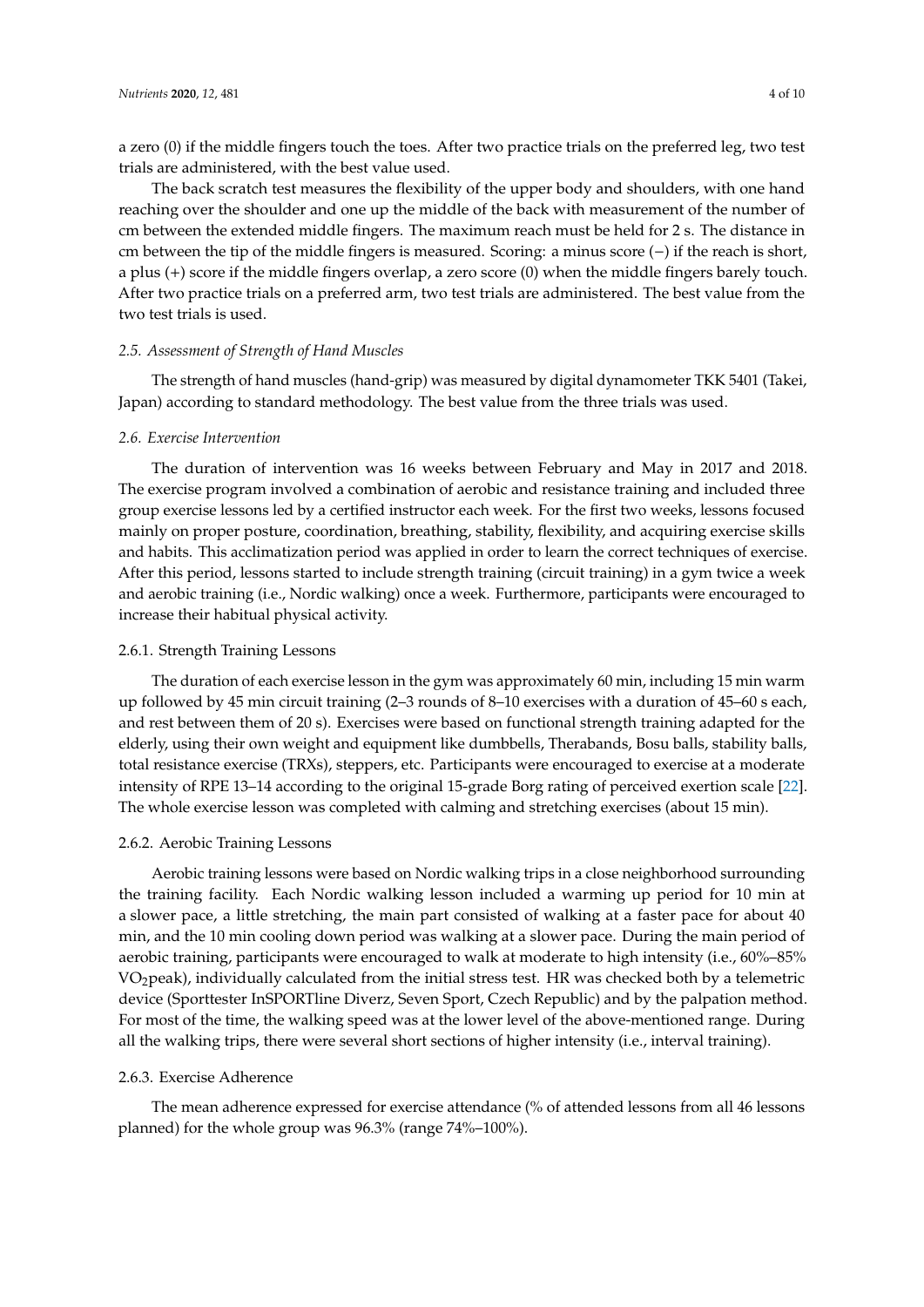a zero (0) if the middle fingers touch the toes. After two practice trials on the preferred leg, two test trials are administered, with the best value used.

The back scratch test measures the flexibility of the upper body and shoulders, with one hand reaching over the shoulder and one up the middle of the back with measurement of the number of cm between the extended middle fingers. The maximum reach must be held for 2 s. The distance in cm between the tip of the middle fingers is measured. Scoring: a minus score (−) if the reach is short, a plus (+) score if the middle fingers overlap, a zero score (0) when the middle fingers barely touch. After two practice trials on a preferred arm, two test trials are administered. The best value from the two test trials is used.

### *2.5. Assessment of Strength of Hand Muscles*

The strength of hand muscles (hand-grip) was measured by digital dynamometer TKK 5401 (Takei, Japan) according to standard methodology. The best value from the three trials was used.

### *2.6. Exercise Intervention*

The duration of intervention was 16 weeks between February and May in 2017 and 2018. The exercise program involved a combination of aerobic and resistance training and included three group exercise lessons led by a certified instructor each week. For the first two weeks, lessons focused mainly on proper posture, coordination, breathing, stability, flexibility, and acquiring exercise skills and habits. This acclimatization period was applied in order to learn the correct techniques of exercise. After this period, lessons started to include strength training (circuit training) in a gym twice a week and aerobic training (i.e., Nordic walking) once a week. Furthermore, participants were encouraged to increase their habitual physical activity.

#### 2.6.1. Strength Training Lessons

The duration of each exercise lesson in the gym was approximately 60 min, including 15 min warm up followed by 45 min circuit training (2–3 rounds of 8–10 exercises with a duration of 45–60 s each, and rest between them of 20 s). Exercises were based on functional strength training adapted for the elderly, using their own weight and equipment like dumbbells, Therabands, Bosu balls, stability balls, total resistance exercise (TRXs), steppers, etc. Participants were encouraged to exercise at a moderate intensity of RPE 13–14 according to the original 15-grade Borg rating of perceived exertion scale [22]. The whole exercise lesson was completed with calming and stretching exercises (about 15 min).

#### 2.6.2. Aerobic Training Lessons

Aerobic training lessons were based on Nordic walking trips in a close neighborhood surrounding the training facility. Each Nordic walking lesson included a warming up period for 10 min at a slower pace, a little stretching, the main part consisted of walking at a faster pace for about 40 min, and the 10 min cooling down period was walking at a slower pace. During the main period of aerobic training, participants were encouraged to walk at moderate to high intensity (i.e., 60%–85% $VO_2$peak), individually calculated from the initial stress test. HR was checked both by a telemetric device (Sporttester InSPORTline Diverz, Seven Sport, Czech Republic) and by the palpation method. For most of the time, the walking speed was at the lower level of the above-mentioned range. During all the walking trips, there were several short sections of higher intensity (i.e., interval training).

#### 2.6.3. Exercise Adherence

The mean adherence expressed for exercise attendance (% of attended lessons from all 46 lessons planned) for the whole group was 96.3% (range 74%–100%).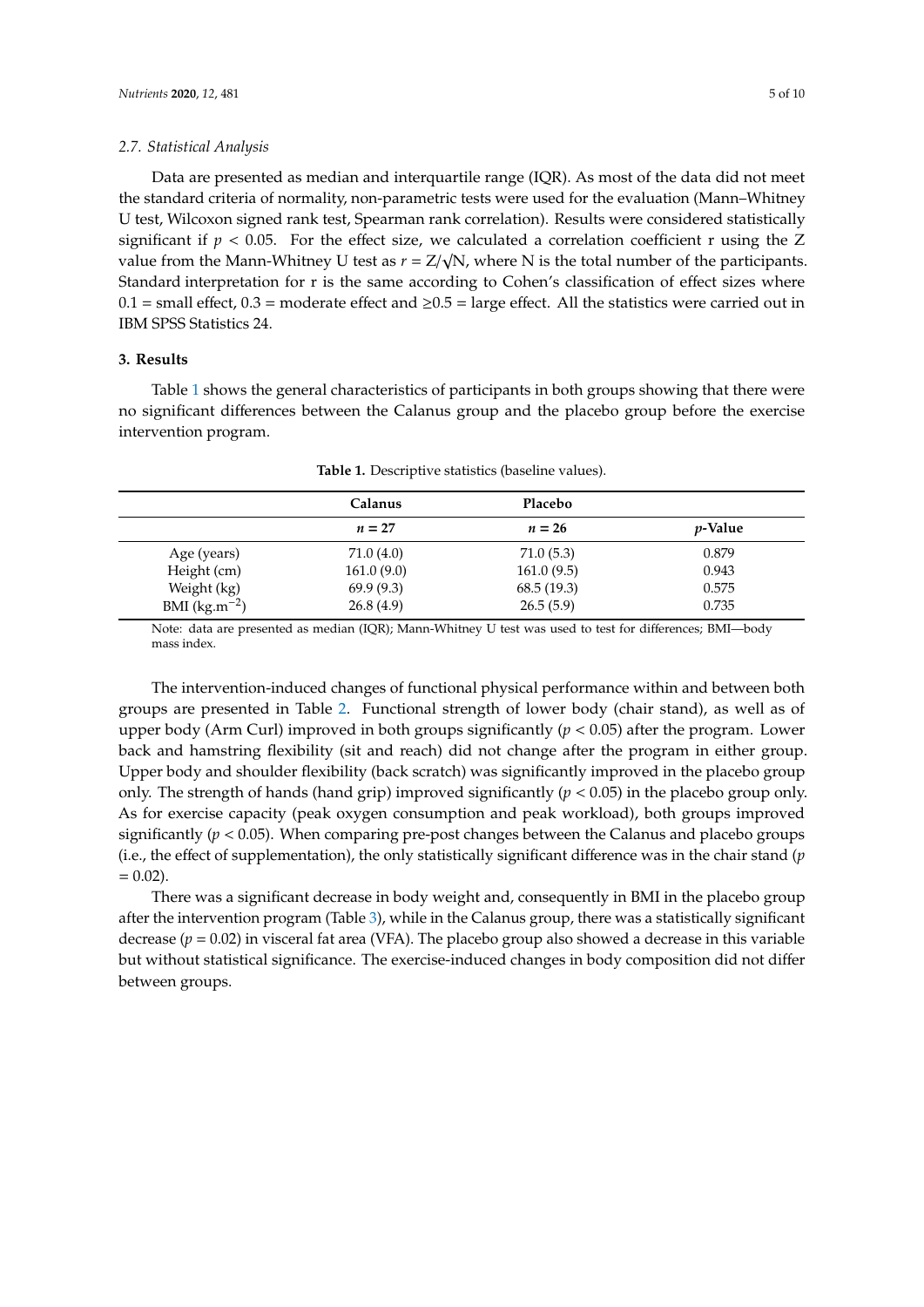### 2.7. Statistical Analysis

Data are presented as median and interquartile range (IQR). As most of the data did not meet the standard criteria of normality, non-parametric tests were used for the evaluation (Mann–Whitney U test, Wilcoxon signed rank test, Spearman rank correlation). Results were considered statistically significant if $p < 0.05$. For the effect size, we calculated a correlation coefficient r using the Z value from the Mann-Whitney U test as $r = Z/\sqrt{N}$, where N is the total number of the participants. Standard interpretation for r is the same according to Cohen's classification of effect sizes where 0.1 = small effect, 0.3 = moderate effect and ≥0.5 = large effect. All the statistics were carried out in IBM SPSS Statistics 24.

## 3. Results

Table 1 shows the general characteristics of participants in both groups showing that there were no significant differences between the Calanus group and the placebo group before the exercise intervention program.

**Table 1.** Descriptive statistics (baseline values).

| | Calanus | Placebo | |
|---|---|---|---|
| | $n = 27$ | $n = 26$ | $p$-Value |
| Age (years) | 71.0 (4.0) | 71.0 (5.3) | 0.879 |
| Height (cm) | 161.0 (9.0) | 161.0 (9.5) | 0.943 |
| Weight (kg) | 69.9 (9.3) | 68.5 (19.3) | 0.575 |
| BMI (kg.m$^{-2}$) | 26.8 (4.9) | 26.5 (5.9) | 0.735 |

Note: data are presented as median (IQR); Mann-Whitney U test was used to test for differences; BMI—body mass index.

The intervention-induced changes of functional physical performance within and between both groups are presented in Table 2. Functional strength of lower body (chair stand), as well as of upper body (Arm Curl) improved in both groups significantly ($p < 0.05$) after the program. Lower back and hamstring flexibility (sit and reach) did not change after the program in either group. Upper body and shoulder flexibility (back scratch) was significantly improved in the placebo group only. The strength of hands (hand grip) improved significantly ($p < 0.05$) in the placebo group only. As for exercise capacity (peak oxygen consumption and peak workload), both groups improved significantly ($p < 0.05$). When comparing pre-post changes between the Calanus and placebo groups (i.e., the effect of supplementation), the only statistically significant difference was in the chair stand ($p = 0.02$).

There was a significant decrease in body weight and, consequently in BMI in the placebo group after the intervention program (Table 3), while in the Calanus group, there was a statistically significant decrease ($p = 0.02$) in visceral fat area (VFA). The placebo group also showed a decrease in this variable but without statistical significance. The exercise-induced changes in body composition did not differ between groups.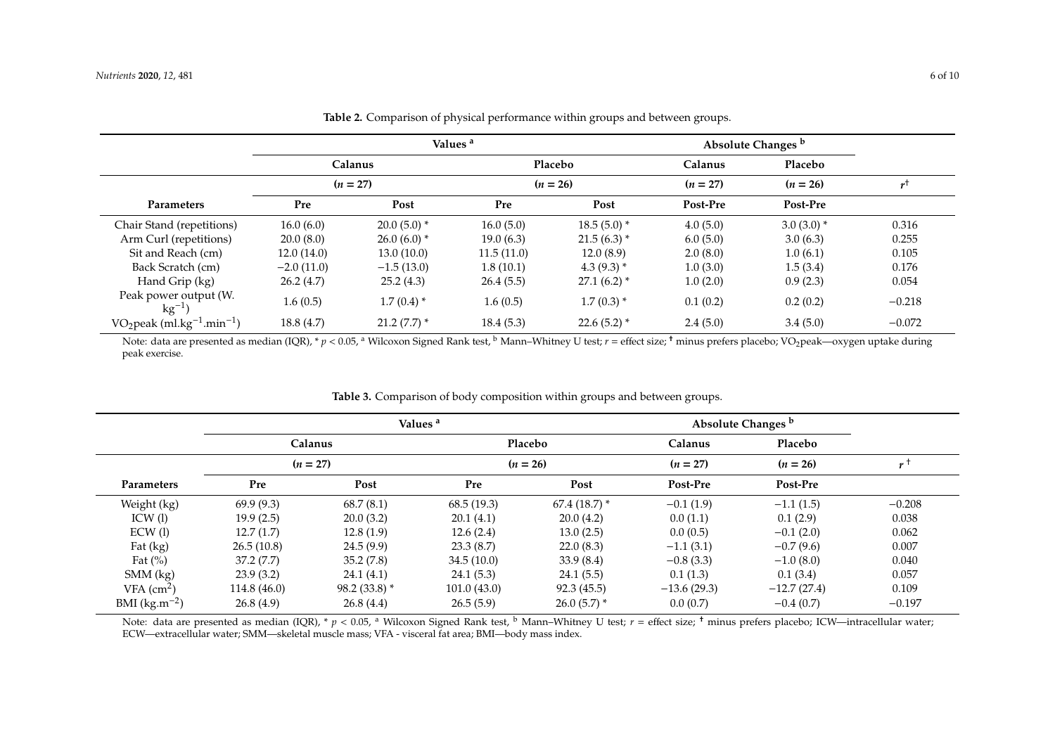**Table 2.** Comparison of physical performance within groups and between groups.

| | Values [a] | | | | Absolute Changes [b] | | |
|---|---|---|---|---|---|---|---|
| | Calanus | | Placebo | | Calanus | Placebo | |
| | ($n = 27$) | | ($n = 26$) | | ($n = 27$) | ($n = 26$) | $r^{\dagger}$ |
| **Parameters** | **Pre** | **Post** | **Pre** | **Post** | **Post-Pre** | **Post-Pre** | |
| Chair Stand (repetitions) | 16.0 (6.0) | 20.0 (5.0) * | 16.0 (5.0) | 18.5 (5.0) * | 4.0 (5.0) | 3.0 (3.0) * | 0.316 |
| Arm Curl (repetitions) | 20.0 (8.0) | 26.0 (6.0) * | 19.0 (6.3) | 21.5 (6.3) * | 6.0 (5.0) | 3.0 (6.3) | 0.255 |
| Sit and Reach (cm) | 12.0 (14.0) | 13.0 (10.0) | 11.5 (11.0) | 12.0 (8.9) | 2.0 (8.0) | 1.0 (6.1) | 0.105 |
| Back Scratch (cm) | −2.0 (11.0) | −1.5 (13.0) | 1.8 (10.1) | 4.3 (9.3) * | 1.0 (3.0) | 1.5 (3.4) | 0.176 |
| Hand Grip (kg) | 26.2 (4.7) | 25.2 (4.3) | 26.4 (5.5) | 27.1 (6.2) * | 1.0 (2.0) | 0.9 (2.3) | 0.054 |
| Peak power output ($W.kg^{-1}$) | 1.6 (0.5) | 1.7 (0.4) * | 1.6 (0.5) | 1.7 (0.3) * | 0.1 (0.2) | 0.2 (0.2) | −0.218 |
| $VO_2$peak ($ml.kg^{-1}.min^{-1}$) | 18.8 (4.7) | 21.2 (7.7) * | 18.4 (5.3) | 22.6 (5.2) * | 2.4 (5.0) | 3.4 (5.0) | −0.072 |

Note: data are presented as median (IQR), * $p < 0.05$, [a] Wilcoxon Signed Rank test, [b] Mann–Whitney U test; $r$ = effect size; † minus prefers placebo; $VO_2$peak—oxygen uptake during peak exercise.

**Table 3.** Comparison of body composition within groups and between groups.

| | Values [a] | | | | Absolute Changes [b] | | |
|---|---|---|---|---|---|---|---|
| | Calanus | | Placebo | | Calanus | Placebo | |
| | ($n = 27$) | | ($n = 26$) | | ($n = 27$) | ($n = 26$) | $r^{\dagger}$ |
| **Parameters** | **Pre** | **Post** | **Pre** | **Post** | **Post-Pre** | **Post-Pre** | |
| Weight (kg) | 69.9 (9.3) | 68.7 (8.1) | 68.5 (19.3) | 67.4 (18.7) * | −0.1 (1.9) | −1.1 (1.5) | −0.208 |
| ICW (l) | 19.9 (2.5) | 20.0 (3.2) | 20.1 (4.1) | 20.0 (4.2) | 0.0 (1.1) | 0.1 (2.9) | 0.038 |
| ECW (l) | 12.7 (1.7) | 12.8 (1.9) | 12.6 (2.4) | 13.0 (2.5) | 0.0 (0.5) | −0.1 (2.0) | 0.062 |
| Fat (kg) | 26.5 (10.8) | 24.5 (9.9) | 23.3 (8.7) | 22.0 (8.3) | −1.1 (3.1) | −0.7 (9.6) | 0.007 |
| Fat (%) | 37.2 (7.7) | 35.2 (7.8) | 34.5 (10.0) | 33.9 (8.4) | −0.8 (3.3) | −1.0 (8.0) | 0.040 |
| SMM (kg) | 23.9 (3.2) | 24.1 (4.1) | 24.1 (5.3) | 24.1 (5.5) | 0.1 (1.3) | 0.1 (3.4) | 0.057 |
| VFA ($cm^2$) | 114.8 (46.0) | 98.2 (33.8) * | 101.0 (43.0) | 92.3 (45.5) | −13.6 (29.3) | −12.7 (27.4) | 0.109 |
| BMI ($kg.m^{-2}$) | 26.8 (4.9) | 26.8 (4.4) | 26.5 (5.9) | 26.0 (5.7) * | 0.0 (0.7) | −0.4 (0.7) | −0.197 |

Note: data are presented as median (IQR), * $p < 0.05$, [a] Wilcoxon Signed Rank test, [b] Mann–Whitney U test; $r$ = effect size; † minus prefers placebo; ICW—intracellular water; ECW—extracellular water; SMM—skeletal muscle mass; VFA - visceral fat area; BMI—body mass index.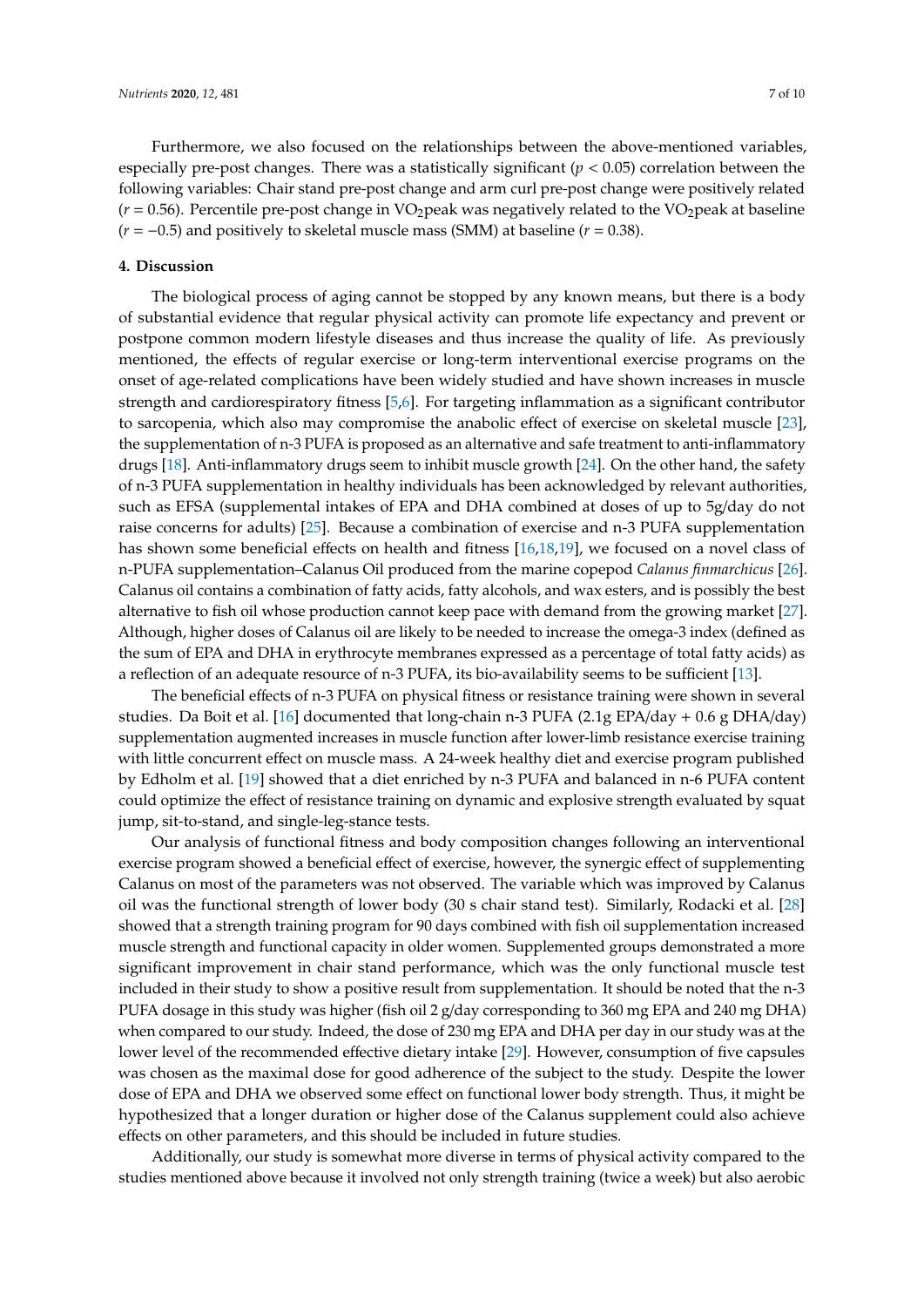Furthermore, we also focused on the relationships between the above-mentioned variables, especially pre-post changes. There was a statistically significant ($p < 0.05$) correlation between the following variables: Chair stand pre-post change and arm curl pre-post change were positively related ($r = 0.56$). Percentile pre-post change in $VO_2$peak was negatively related to the $VO_2$peak at baseline ($r = -0.5$) and positively to skeletal muscle mass (SMM) at baseline ($r = 0.38$).

## 4. Discussion

The biological process of aging cannot be stopped by any known means, but there is a body of substantial evidence that regular physical activity can promote life expectancy and prevent or postpone common modern lifestyle diseases and thus increase the quality of life. As previously mentioned, the effects of regular exercise or long-term interventional exercise programs on the onset of age-related complications have been widely studied and have shown increases in muscle strength and cardiorespiratory fitness [5,6]. For targeting inflammation as a significant contributor to sarcopenia, which also may compromise the anabolic effect of exercise on skeletal muscle [23], the supplementation of n-3 PUFA is proposed as an alternative and safe treatment to anti-inflammatory drugs [18]. Anti-inflammatory drugs seem to inhibit muscle growth [24]. On the other hand, the safety of n-3 PUFA supplementation in healthy individuals has been acknowledged by relevant authorities, such as EFSA (supplemental intakes of EPA and DHA combined at doses of up to 5g/day do not raise concerns for adults) [25]. Because a combination of exercise and n-3 PUFA supplementation has shown some beneficial effects on health and fitness [16,18,19], we focused on a novel class of n-PUFA supplementation–Calanus Oil produced from the marine copepod *Calanus finmarchicus* [26]. Calanus oil contains a combination of fatty acids, fatty alcohols, and wax esters, and is possibly the best alternative to fish oil whose production cannot keep pace with demand from the growing market [27]. Although, higher doses of Calanus oil are likely to be needed to increase the omega-3 index (defined as the sum of EPA and DHA in erythrocyte membranes expressed as a percentage of total fatty acids) as a reflection of an adequate resource of n-3 PUFA, its bio-availability seems to be sufficient [13].

The beneficial effects of n-3 PUFA on physical fitness or resistance training were shown in several studies. Da Boit et al. [16] documented that long-chain n-3 PUFA (2.1g EPA/day + 0.6 g DHA/day) supplementation augmented increases in muscle function after lower-limb resistance exercise training with little concurrent effect on muscle mass. A 24-week healthy diet and exercise program published by Edholm et al. [19] showed that a diet enriched by n-3 PUFA and balanced in n-6 PUFA content could optimize the effect of resistance training on dynamic and explosive strength evaluated by squat jump, sit-to-stand, and single-leg-stance tests.

Our analysis of functional fitness and body composition changes following an interventional exercise program showed a beneficial effect of exercise, however, the synergic effect of supplementing Calanus on most of the parameters was not observed. The variable which was improved by Calanus oil was the functional strength of lower body (30 s chair stand test). Similarly, Rodacki et al. [28] showed that a strength training program for 90 days combined with fish oil supplementation increased muscle strength and functional capacity in older women. Supplemented groups demonstrated a more significant improvement in chair stand performance, which was the only functional muscle test included in their study to show a positive result from supplementation. It should be noted that the n-3 PUFA dosage in this study was higher (fish oil 2 g/day corresponding to 360 mg EPA and 240 mg DHA) when compared to our study. Indeed, the dose of 230 mg EPA and DHA per day in our study was at the lower level of the recommended effective dietary intake [29]. However, consumption of five capsules was chosen as the maximal dose for good adherence of the subject to the study. Despite the lower dose of EPA and DHA we observed some effect on functional lower body strength. Thus, it might be hypothesized that a longer duration or higher dose of the Calanus supplement could also achieve effects on other parameters, and this should be included in future studies.

Additionally, our study is somewhat more diverse in terms of physical activity compared to the studies mentioned above because it involved not only strength training (twice a week) but also aerobic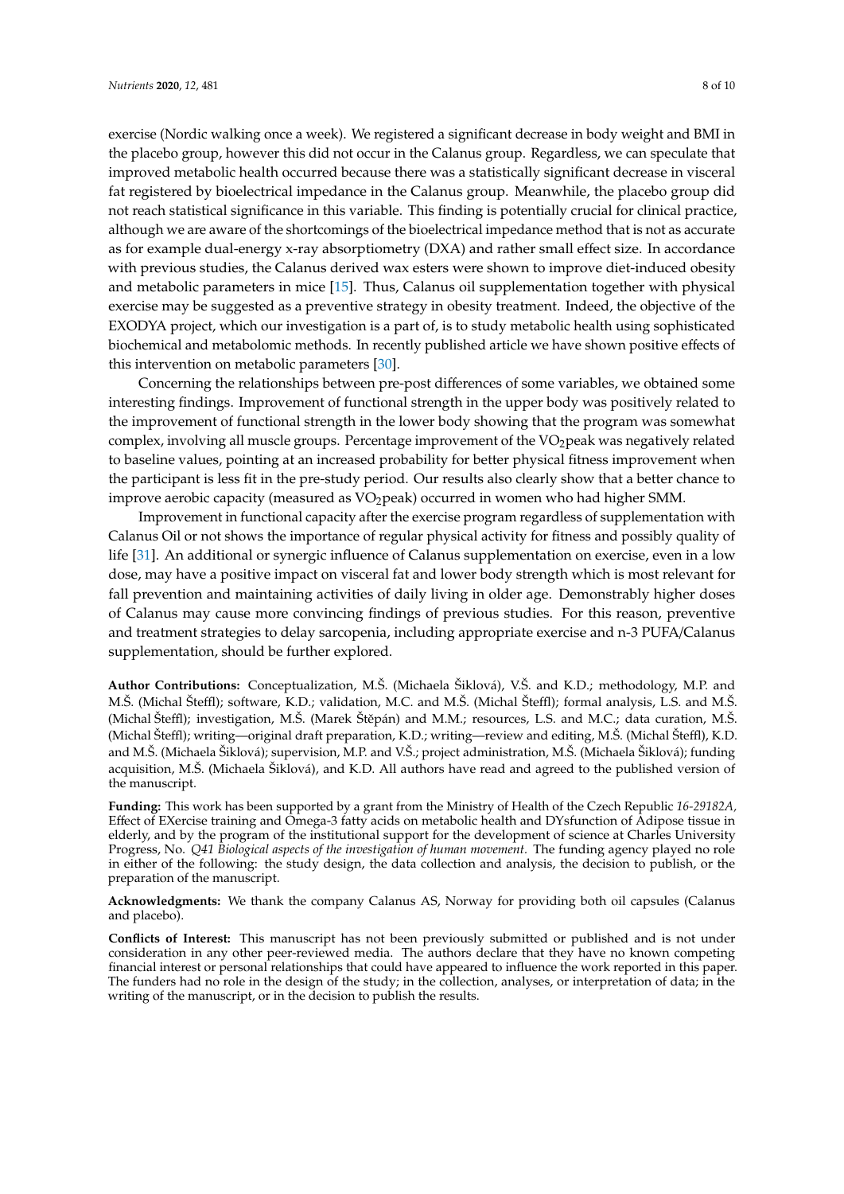exercise (Nordic walking once a week). We registered a significant decrease in body weight and BMI in the placebo group, however this did not occur in the Calanus group. Regardless, we can speculate that improved metabolic health occurred because there was a statistically significant decrease in visceral fat registered by bioelectrical impedance in the Calanus group. Meanwhile, the placebo group did not reach statistical significance in this variable. This finding is potentially crucial for clinical practice, although we are aware of the shortcomings of the bioelectrical impedance method that is not as accurate as for example dual-energy x-ray absorptiometry (DXA) and rather small effect size. In accordance with previous studies, the Calanus derived wax esters were shown to improve diet-induced obesity and metabolic parameters in mice [15]. Thus, Calanus oil supplementation together with physical exercise may be suggested as a preventive strategy in obesity treatment. Indeed, the objective of the EXODYA project, which our investigation is a part of, is to study metabolic health using sophisticated biochemical and metabolomic methods. In recently published article we have shown positive effects of this intervention on metabolic parameters [30].

Concerning the relationships between pre-post differences of some variables, we obtained some interesting findings. Improvement of functional strength in the upper body was positively related to the improvement of functional strength in the lower body showing that the program was somewhat complex, involving all muscle groups. Percentage improvement of the $VO_2$peak was negatively related to baseline values, pointing at an increased probability for better physical fitness improvement when the participant is less fit in the pre-study period. Our results also clearly show that a better chance to improve aerobic capacity (measured as $VO_2$peak) occurred in women who had higher SMM.

Improvement in functional capacity after the exercise program regardless of supplementation with Calanus Oil or not shows the importance of regular physical activity for fitness and possibly quality of life [31]. An additional or synergic influence of Calanus supplementation on exercise, even in a low dose, may have a positive impact on visceral fat and lower body strength which is most relevant for fall prevention and maintaining activities of daily living in older age. Demonstrably higher doses of Calanus may cause more convincing findings of previous studies. For this reason, preventive and treatment strategies to delay sarcopenia, including appropriate exercise and n-3 PUFA/Calanus supplementation, should be further explored.

**Author Contributions:** Conceptualization, M.Š. (Michaela Šiklová), V.Š. and K.D.; methodology, M.P. and M.Š. (Michal Šteffl); software, K.D.; validation, M.C. and M.Š. (Michal Šteffl); formal analysis, L.S. and M.Š. (Michal Šteffl); investigation, M.Š. (Marek Štěpán) and M.M.; resources, L.S. and M.C.; data curation, M.Š. (Michal Šteffl); writing—original draft preparation, K.D.; writing—review and editing, M.Š. (Michal Šteffl), K.D. and M.Š. (Michaela Šiklová); supervision, M.P. and V.Š.; project administration, M.Š. (Michaela Šiklová); funding acquisition, M.Š. (Michaela Šiklová), and K.D. All authors have read and agreed to the published version of the manuscript.

**Funding:** This work has been supported by a grant from the Ministry of Health of the Czech Republic *16-29182A*, Effect of EXercise training and Omega-3 fatty acids on metabolic health and DYsfunction of Adipose tissue in elderly, and by the program of the institutional support for the development of science at Charles University Progress, No. *Q41 Biological aspects of the investigation of human movement*. The funding agency played no role in either of the following: the study design, the data collection and analysis, the decision to publish, or the preparation of the manuscript.

**Acknowledgments:** We thank the company Calanus AS, Norway for providing both oil capsules (Calanus and placebo).

**Conflicts of Interest:** This manuscript has not been previously submitted or published and is not under consideration in any other peer-reviewed media. The authors declare that they have no known competing financial interest or personal relationships that could have appeared to influence the work reported in this paper. The funders had no role in the design of the study; in the collection, analyses, or interpretation of data; in the writing of the manuscript, or in the decision to publish the results.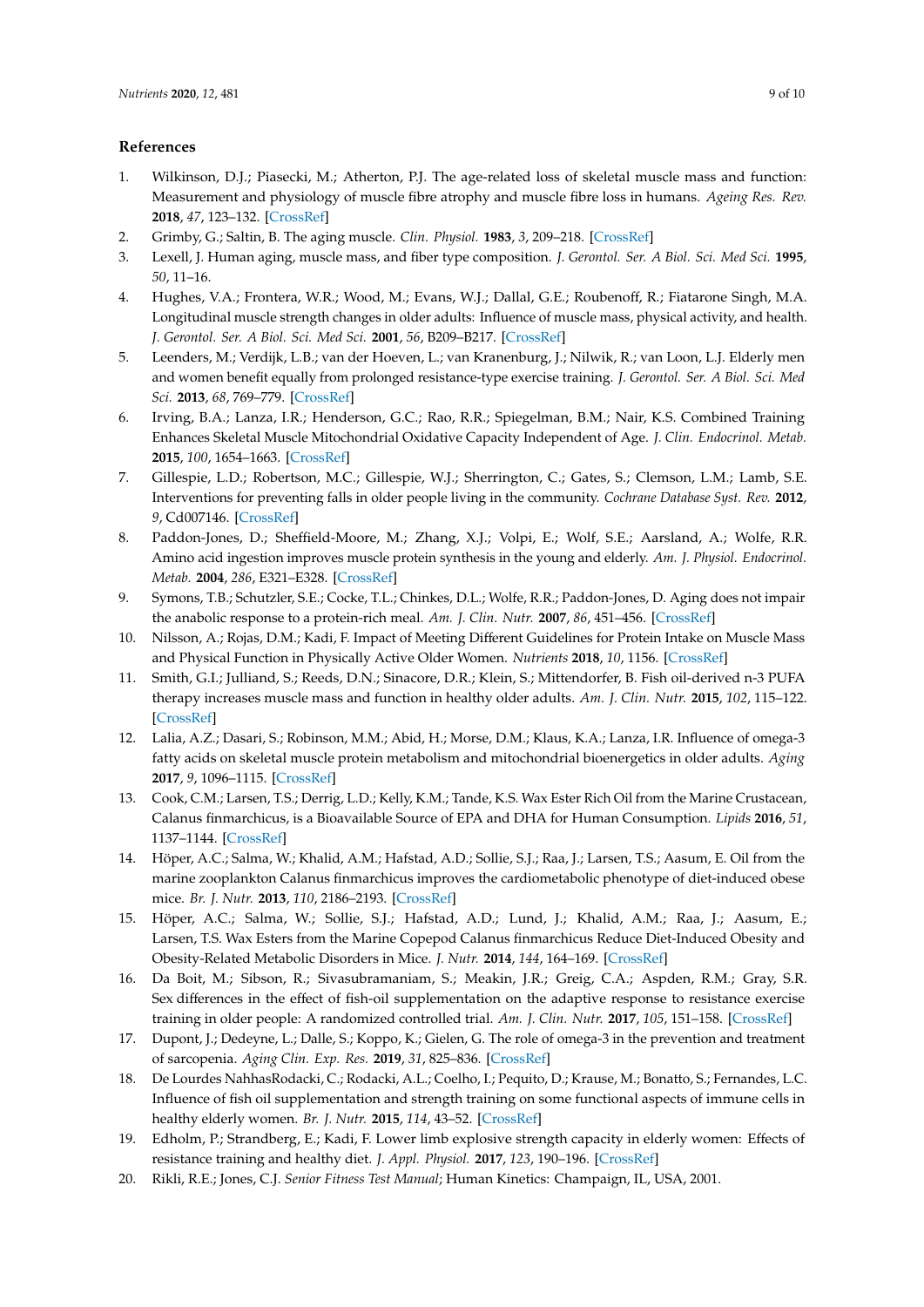## References

1. Wilkinson, D.J.; Piasecki, M.; Atherton, P.J. The age-related loss of skeletal muscle mass and function: Measurement and physiology of muscle fibre atrophy and muscle fibre loss in humans. *Ageing Res. Rev.* **2018**, *47*, 123–132. [CrossRef]
2. Grimby, G.; Saltin, B. The aging muscle. *Clin. Physiol.* **1983**, *3*, 209–218. [CrossRef]
3. Lexell, J. Human aging, muscle mass, and fiber type composition. *J. Gerontol. Ser. A Biol. Sci. Med Sci.* **1995**, *50*, 11–16.
4. Hughes, V.A.; Frontera, W.R.; Wood, M.; Evans, W.J.; Dallal, G.E.; Roubenoff, R.; Fiatarone Singh, M.A. Longitudinal muscle strength changes in older adults: Influence of muscle mass, physical activity, and health. *J. Gerontol. Ser. A Biol. Sci. Med Sci.* **2001**, *56*, B209–B217. [CrossRef]
5. Leenders, M.; Verdijk, L.B.; van der Hoeven, L.; van Kranenburg, J.; Nilwik, R.; van Loon, L.J. Elderly men and women benefit equally from prolonged resistance-type exercise training. *J. Gerontol. Ser. A Biol. Sci. Med Sci.* **2013**, *68*, 769–779. [CrossRef]
6. Irving, B.A.; Lanza, I.R.; Henderson, G.C.; Rao, R.R.; Spiegelman, B.M.; Nair, K.S. Combined Training Enhances Skeletal Muscle Mitochondrial Oxidative Capacity Independent of Age. *J. Clin. Endocrinol. Metab.* **2015**, *100*, 1654–1663. [CrossRef]
7. Gillespie, L.D.; Robertson, M.C.; Gillespie, W.J.; Sherrington, C.; Gates, S.; Clemson, L.M.; Lamb, S.E. Interventions for preventing falls in older people living in the community. *Cochrane Database Syst. Rev.* **2012**, *9*, Cd007146. [CrossRef]
8. Paddon-Jones, D.; Sheffield-Moore, M.; Zhang, X.J.; Volpi, E.; Wolf, S.E.; Aarsland, A.; Wolfe, R.R. Amino acid ingestion improves muscle protein synthesis in the young and elderly. *Am. J. Physiol. Endocrinol. Metab.* **2004**, *286*, E321–E328. [CrossRef]
9. Symons, T.B.; Schutzler, S.E.; Cocke, T.L.; Chinkes, D.L.; Wolfe, R.R.; Paddon-Jones, D. Aging does not impair the anabolic response to a protein-rich meal. *Am. J. Clin. Nutr.* **2007**, *86*, 451–456. [CrossRef]
10. Nilsson, A.; Rojas, D.M.; Kadi, F. Impact of Meeting Different Guidelines for Protein Intake on Muscle Mass and Physical Function in Physically Active Older Women. *Nutrients* **2018**, *10*, 1156. [CrossRef]
11. Smith, G.I.; Julliand, S.; Reeds, D.N.; Sinacore, D.R.; Klein, S.; Mittendorfer, B. Fish oil-derived n-3 PUFA therapy increases muscle mass and function in healthy older adults. *Am. J. Clin. Nutr.* **2015**, *102*, 115–122. [CrossRef]
12. Lalia, A.Z.; Dasari, S.; Robinson, M.M.; Abid, H.; Morse, D.M.; Klaus, K.A.; Lanza, I.R. Influence of omega-3 fatty acids on skeletal muscle protein metabolism and mitochondrial bioenergetics in older adults. *Aging* **2017**, *9*, 1096–1115. [CrossRef]
13. Cook, C.M.; Larsen, T.S.; Derrig, L.D.; Kelly, K.M.; Tande, K.S. Wax Ester Rich Oil from the Marine Crustacean, Calanus finmarchicus, is a Bioavailable Source of EPA and DHA for Human Consumption. *Lipids* **2016**, *51*, 1137–1144. [CrossRef]
14. Höper, A.C.; Salma, W.; Khalid, A.M.; Hafstad, A.D.; Sollie, S.J.; Raa, J.; Larsen, T.S.; Aasum, E. Oil from the marine zooplankton Calanus finmarchicus improves the cardiometabolic phenotype of diet-induced obese mice. *Br. J. Nutr.* **2013**, *110*, 2186–2193. [CrossRef]
15. Höper, A.C.; Salma, W.; Sollie, S.J.; Hafstad, A.D.; Lund, J.; Khalid, A.M.; Raa, J.; Aasum, E.; Larsen, T.S. Wax Esters from the Marine Copepod Calanus finmarchicus Reduce Diet-Induced Obesity and Obesity-Related Metabolic Disorders in Mice. *J. Nutr.* **2014**, *144*, 164–169. [CrossRef]
16. Da Boit, M.; Sibson, R.; Sivasubramaniam, S.; Meakin, J.R.; Greig, C.A.; Aspden, R.M.; Gray, S.R. Sex differences in the effect of fish-oil supplementation on the adaptive response to resistance exercise training in older people: A randomized controlled trial. *Am. J. Clin. Nutr.* **2017**, *105*, 151–158. [CrossRef]
17. Dupont, J.; Dedeyne, L.; Dalle, S.; Koppo, K.; Gielen, G. The role of omega-3 in the prevention and treatment of sarcopenia. *Aging Clin. Exp. Res.* **2019**, *31*, 825–836. [CrossRef]
18. De Lourdes NahhasRodacki, C.; Rodacki, A.L.; Coelho, I.; Pequito, D.; Krause, M.; Bonatto, S.; Fernandes, L.C. Influence of fish oil supplementation and strength training on some functional aspects of immune cells in healthy elderly women. *Br. J. Nutr.* **2015**, *114*, 43–52. [CrossRef]
19. Edholm, P.; Strandberg, E.; Kadi, F. Lower limb explosive strength capacity in elderly women: Effects of resistance training and healthy diet. *J. Appl. Physiol.* **2017**, *123*, 190–196. [CrossRef]
20. Rikli, R.E.; Jones, C.J. *Senior Fitness Test Manual*; Human Kinetics: Champaign, IL, USA, 2001.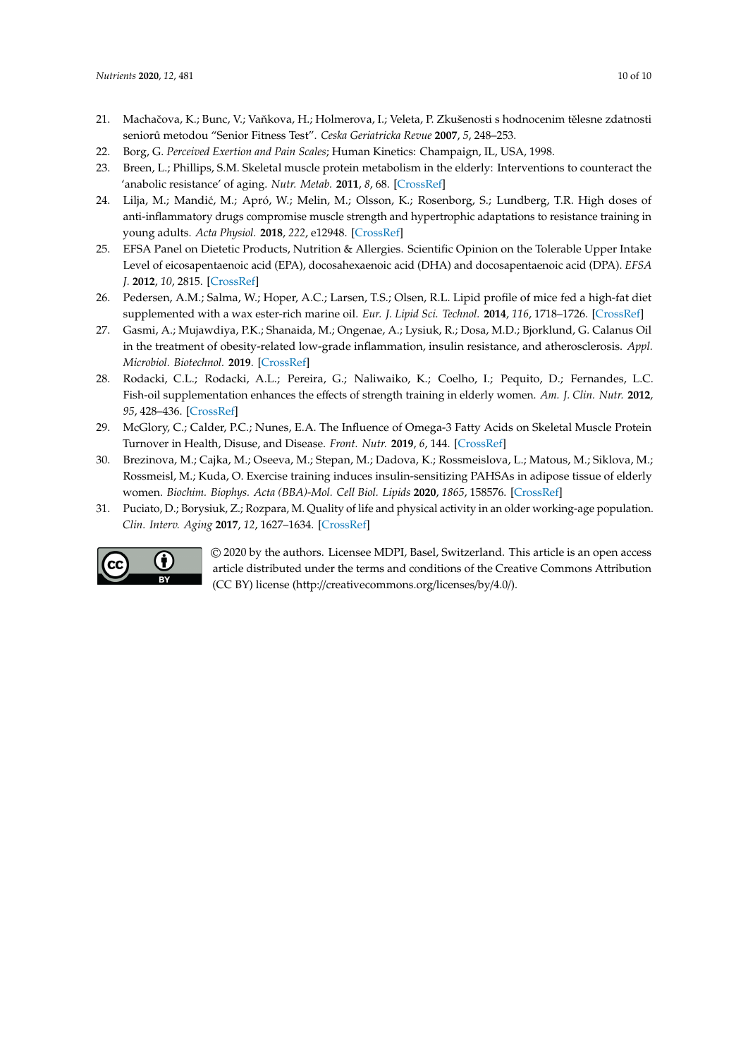21. Machačova, K.; Bunc, V.; Vaňkova, H.; Holmerova, I.; Veleta, P. Zkušenosti s hodnocenim tělesne zdatnosti seniorů metodou "Senior Fitness Test". *Ceska Geriatricka Revue* **2007**, *5*, 248–253.
22. Borg, G. *Perceived Exertion and Pain Scales*; Human Kinetics: Champaign, IL, USA, 1998.
23. Breen, L.; Phillips, S.M. Skeletal muscle protein metabolism in the elderly: Interventions to counteract the 'anabolic resistance' of aging. *Nutr. Metab.* **2011**, *8*, 68. [CrossRef]
24. Lilja, M.; Mandić, M.; Apró, W.; Melin, M.; Olsson, K.; Rosenborg, S.; Lundberg, T.R. High doses of anti-inflammatory drugs compromise muscle strength and hypertrophic adaptations to resistance training in young adults. *Acta Physiol.* **2018**, *222*, e12948. [CrossRef]
25. EFSA Panel on Dietetic Products, Nutrition & Allergies. Scientific Opinion on the Tolerable Upper Intake Level of eicosapentaenoic acid (EPA), docosahexaenoic acid (DHA) and docosapentaenoic acid (DPA). *EFSA J.* **2012**, *10*, 2815. [CrossRef]
26. Pedersen, A.M.; Salma, W.; Hoper, A.C.; Larsen, T.S.; Olsen, R.L. Lipid profile of mice fed a high-fat diet supplemented with a wax ester-rich marine oil. *Eur. J. Lipid Sci. Technol.* **2014**, *116*, 1718–1726. [CrossRef]
27. Gasmi, A.; Mujawdiya, P.K.; Shanaida, M.; Ongenae, A.; Lysiuk, R.; Dosa, M.D.; Bjorklund, G. Calanus Oil in the treatment of obesity-related low-grade inflammation, insulin resistance, and atherosclerosis. *Appl. Microbiol. Biotechnol.* **2019**. [CrossRef]
28. Rodacki, C.L.; Rodacki, A.L.; Pereira, G.; Naliwaiko, K.; Coelho, I.; Pequito, D.; Fernandes, L.C. Fish-oil supplementation enhances the effects of strength training in elderly women. *Am. J. Clin. Nutr.* **2012**, *95*, 428–436. [CrossRef]
29. McGlory, C.; Calder, P.C.; Nunes, E.A. The Influence of Omega-3 Fatty Acids on Skeletal Muscle Protein Turnover in Health, Disuse, and Disease. *Front. Nutr.* **2019**, *6*, 144. [CrossRef]
30. Brezinova, M.; Cajka, M.; Oseeva, M.; Stepan, M.; Dadova, K.; Rossmeislova, L.; Matous, M.; Siklova, M.; Rossmeisl, M.; Kuda, O. Exercise training induces insulin-sensitizing PAHSAs in adipose tissue of elderly women. *Biochim. Biophys. Acta (BBA)-Mol. Cell Biol. Lipids* **2020**, *1865*, 158576. [CrossRef]
31. Puciato, D.; Borysiuk, Z.; Rozpara, M. Quality of life and physical activity in an older working-age population. *Clin. Interv. Aging* **2017**, *12*, 1627–1634. [CrossRef]

© 2020 by the authors. Licensee MDPI, Basel, Switzerland. This article is an open access article distributed under the terms and conditions of the Creative Commons Attribution (CC BY) license (http://creativecommons.org/licenses/by/4.0/).